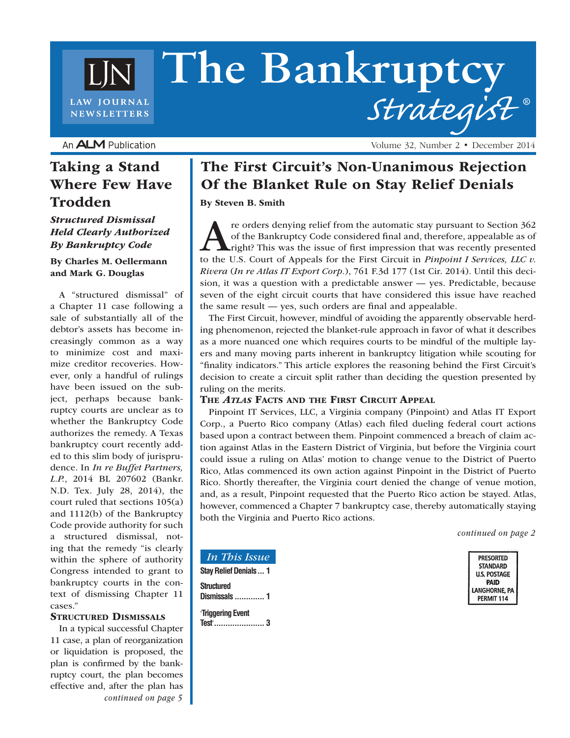# The Bankruptcy Strategist®

An ALM Publication

Volume 32, Number 2 • December 2014

## The First Circuit's Non-Unanimous Rejection Of the Blanket Rule on Stay Relief Denials

**By Steven B. Smith**

Are orders denying relief from the automatic stay pursuant to Section 362 of the Bankruptcy Code considered final and, therefore, appealable as of right? This was the issue of first impression that was recently presented to the U.S. Court of Appeals for the First Circuit in *Pinpoint I Services, LLC v. Rivera* (*In re Atlas IT Export Corp.*), 761 F.3d 177 (1st Cir. 2014). Until this decision, it was a question with a predictable answer — yes. Predictable, because seven of the eight circuit courts that have considered this issue have reached the same result — yes, such orders are final and appealable.

The First Circuit, however, mindful of avoiding the apparently observable herding phenomenon, rejected the blanket-rule approach in favor of what it describes as a more nuanced one which requires courts to be mindful of the multiple layers and many moving parts inherent in bankruptcy litigation while scouting for "finality indicators." This article explores the reasoning behind the First Circuit's decision to create a circuit split rather than deciding the question presented by ruling on the merits.

### The *Atlas* Facts and the First Circuit Appeal

Pinpoint IT Services, LLC, a Virginia company (Pinpoint) and Atlas IT Export Corp., a Puerto Rico company (Atlas) each filed dueling federal court actions based upon a contract between them. Pinpoint commenced a breach of claim action against Atlas in the Eastern District of Virginia, but before the Virginia court could issue a ruling on Atlas' motion to change venue to the District of Puerto Rico, Atlas commenced its own action against Pinpoint in the District of Puerto Rico. Shortly thereafter, the Virginia court denied the change of venue motion, and, as a result, Pinpoint requested that the Puerto Rico action be stayed. Atlas, however, commenced a Chapter 7 bankruptcy case, thereby automatically staying both the Virginia and Puerto Rico actions.

*continued on page 2*

## Taking a Stand Where Few Have Trodden

### *Structured Dismissal Held Clearly Authorized By Bankruptcy Code*

**By Charles M. Oellermann and Mark G. Douglas**

A "structured dismissal" of a Chapter 11 case following a sale of substantially all of the debtor's assets has become increasingly common as a way to minimize cost and maximize creditor recoveries. However, only a handful of rulings have been issued on the subject, perhaps because bankruptcy courts are unclear as to whether the Bankruptcy Code authorizes the remedy. A Texas bankruptcy court recently added to this slim body of jurisprudence. In *In re Buffet Partners, L.P.*, 2014 BL 207602 (Bankr. N.D. Tex. July 28, 2014), the court ruled that sections 105(a) and 1112(b) of the Bankruptcy Code provide authority for such a structured dismissal, noting that the remedy "is clearly within the sphere of authority Congress intended to grant to bankruptcy courts in the context of dismissing Chapter 11 cases."

### Structured Dismissals

In a typical successful Chapter 11 case, a plan of reorganization or liquidation is proposed, the plan is confirmed by the bankruptcy court, the plan becomes effective and, after the plan has

*continued on page 5*

**In This Issue**

- Stay Relief Denials ... 1
- Structured Dismissals ............ 1
- 'Triggering Event Test' ..................... 3

PRESORTED STANDARD U.S. POSTAGE PAID LANGHORNE, PA PERMIT 114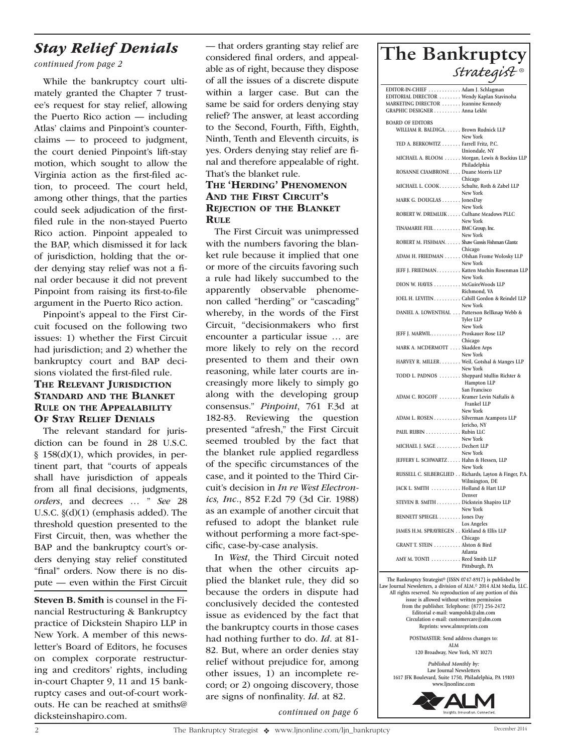## *Stay Relief Denials*

*continued from page 2*

While the bankruptcy court ultimately granted the Chapter 7 trustee's request for stay relief, allowing the Puerto Rico action — including Atlas' claims and Pinpoint's counterclaims — to proceed to judgment, the court denied Pinpoint's lift-stay motion, which sought to allow the Virginia action as the first-filed action, to proceed. The court held, among other things, that the parties could seek adjudication of the first-filed rule in the non-stayed Puerto Rico action. Pinpoint appealed to the BAP, which dismissed it for lack of jurisdiction, holding that the order denying stay relief was not a final order because it did not prevent Pinpoint from raising its first-to-file argument in the Puerto Rico action.

Pinpoint's appeal to the First Circuit focused on the following two issues: 1) whether the First Circuit had jurisdiction; and 2) whether the bankruptcy court and BAP decisions violated the first-filed rule.

### The Relevant Jurisdiction Standard and the Blanket Rule on the Appealability of Stay Relief Denials

The relevant standard for jurisdiction can be found in 28 U.S.C. § 158(d)(1), which provides, in pertinent part, that "courts of appeals shall have jurisdiction of appeals from all final decisions, judgments, *orders*, and decrees … " *See* 28 U.S.C. §(d)(1) (emphasis added). The threshold question presented to the First Circuit, then, was whether the BAP and the bankruptcy court's orders denying stay relief constituted "final" orders. Now there is no dispute — even within the First Circuit — that orders granting stay relief are considered final orders, and appealable as of right, because they dispose of all the issues of a discrete dispute within a larger case. But can the same be said for orders denying stay relief? The answer, at least according to the Second, Fourth, Fifth, Eighth, Ninth, Tenth and Eleventh circuits, is yes. Orders denying stay relief are final and therefore appealable of right. That's the blanket rule.

### The 'Herding' Phenomenon and the First Circuit's Rejection of the Blanket Rule

The First Circuit was unimpressed with the numbers favoring the blanket rule because it implied that one or more of the circuits favoring such a rule had likely succumbed to the apparently observable phenomenon called "herding" or "cascading" whereby, in the words of the First Circuit, "decisionmakers who first encounter a particular issue … are more likely to rely on the record presented to them and their own reasoning, while later courts are increasingly more likely to simply go along with the developing group consensus." *Pinpoint*, 761 F.3d at 182-83. Reviewing the question presented "afresh," the First Circuit seemed troubled by the fact that the blanket rule applied regardless of the specific circumstances of the case, and it pointed to the Third Circuit's decision in *In re West Electronics, Inc*., 852 F.2d 79 (3d Cir. 1988) as an example of another circuit that refused to adopt the blanket rule without performing a more fact-specific, case-by-case analysis.

In *West*, the Third Circuit noted that when the other circuits applied the blanket rule, they did so because the orders in dispute had conclusively decided the contested issue as evidenced by the fact that the bankruptcy courts in those cases had nothing further to do. *Id*. at 81-82. But, where an order denies stay relief without prejudice for, among other issues, 1) an incomplete record; or 2) ongoing discovery, those are signs of nonfinality. *Id*. at 82.

*continued on page 6*

**Steven B. Smith** is counsel in the Financial Restructuring & Bankruptcy practice of Dickstein Shapiro LLP in New York. A member of this newsletter's Board of Editors, he focuses on complex corporate restructuring and creditors' rights, including in-court Chapter 9, 11 and 15 bankruptcy cases and out-of-court workouts. He can be reached at smiths@dicksteinshapiro.com.

---

# The Bankruptcy *Strategist*®

EDITOR-IN-CHIEF . . . . . . . . . . . . Adam J. Schlagman
EDITORIAL DIRECTOR . . . . . . . . Wendy Kaplan Stavinoha
MARKETING DIRECTOR . . . . . . . Jeannine Kennedy
GRAPHIC DESIGNER . . . . . . . . . . Anna Lekht

BOARD OF EDITORS

- WILLIAM R. BALDIGA . . . . . . Brown Rudnick LLP, New York
- TED A. BERKOWITZ . . . . . . . Farrell Fritz, P.C., Uniondale, NY
- MICHAEL A. BLOOM . . . . . . Morgan, Lewis & Bockius LLP, Philadelphia
- ROSANNE CIAMBRONE . . . . Duane Morris LLP, Chicago
- MICHAEL L. COOK . . . . . . . . Schulte, Roth & Zabel LLP, New York
- MARK G. DOUGLAS . . . . . . . JonesDay, New York
- ROBERT W. DREMLUK . . . . . Culhane Meadows PLLC, New York
- TINAMARIE FEIL . . . . . . . . . . BMC Group, Inc., New York
- ROBERT M. FISHMAN . . . . . . Shaw Gussis Fishman Glantz, Chicago
- ADAM H. FRIEDMAN . . . . . . Olshan Frome Wolosky LLP, New York
- JEFF J. FRIEDMAN . . . . . . . . . Katten Muchin Rosenman LLP, New York
- DION W. HAYES . . . . . . . . . . McGuireWoods LLP, Richmond, VA
- JOEL H. LEVITIN . . . . . . . . . . Cahill Gordon & Reindel LLP, New York
- DANIEL A. LOWENTHAL . . . Patterson Bellknap Webb & Tyler LLP, New York
- JEFF J. MARWIL . . . . . . . . . . . Proskauer Rose LLP, Chicago
- MARK A. MCDERMOTT . . . . Skadden Arps, New York
- HARVEY R. MILLER . . . . . . . . Weil, Gotshal & Manges LLP, New York
- TODD L. PADNOS . . . . . . . . Sheppard Mullin Richter & Hampton LLP, San Francisco
- ADAM C. ROGOFF . . . . . . . . Kramer Levin Naftalis & Frankel LLP, New York
- ADAM L. ROSEN . . . . . . . . . . Silverman Acampora LLP, Jericho, NY
- PAUL RUBIN . . . . . . . . . . . . . Rubin LLC, New York
- MICHAEL J. SAGE . . . . . . . . . Dechert LLP, New York
- JEFFERY L. SCHWARTZ . . . . . Hahn & Hessen, LLP, New York
- RUSSELL C. SILBERGLIED . . Richards, Layton & Finger, P.A., Wilmington, DE
- JACK L. SMITH . . . . . . . . . . . Holland & Hart LLP, Denver
- STEVEN B. SMITH . . . . . . . . . Dickstein Shapiro LLP, New York
- BENNETT SPIEGEL . . . . . . . . . Jones Day, Los Angeles
- JAMES H.M. SPRAYREGEN . . Kirkland & Ellis LLP, Chicago
- GRANT T. STEIN . . . . . . . . . . Alston & Bird, Atlanta
- AMY M. TONTI . . . . . . . . . . . Reed Smith LLP, Pittsburgh, PA

The Bankruptcy Strategist® (ISSN 0747-8917) is published by Law Journal Newsletters, a division of ALM.® 2014 ALM Media, LLC. All rights reserved. No reproduction of any portion of this issue is allowed without written permission from the publisher. Telephone: (877) 256-2472
Editorial e-mail: wampolsk@alm.com
Circulation e-mail: customercare@alm.com
Reprints: www.almreprints.com

POSTMASTER: Send address changes to:
ALM
120 Broadway, New York, NY 10271

*Published Monthly by:*
Law Journal Newsletters
1617 JFK Boulevard, Suite 1750, Philadelphia, PA 19103
www.ljnonline.com

ALM — Insights. Innovation. Connected.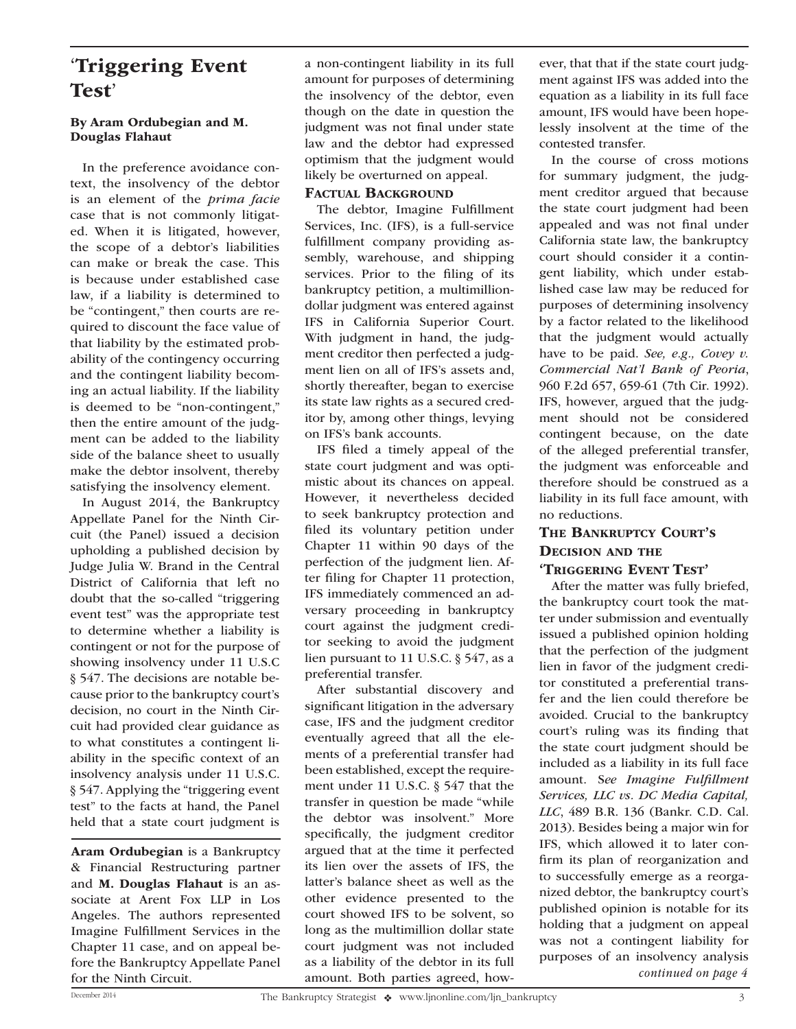# 'Triggering Event Test'

**By Aram Ordubegian and M. Douglas Flahaut**

In the preference avoidance context, the insolvency of the debtor is an element of the *prima facie* case that is not commonly litigated. When it is litigated, however, the scope of a debtor's liabilities can make or break the case. This is because under established case law, if a liability is determined to be "contingent," then courts are required to discount the face value of that liability by the estimated probability of the contingency occurring and the contingent liability becoming an actual liability. If the liability is deemed to be "non-contingent," then the entire amount of the judgment can be added to the liability side of the balance sheet to usually make the debtor insolvent, thereby satisfying the insolvency element.

In August 2014, the Bankruptcy Appellate Panel for the Ninth Circuit (the Panel) issued a decision upholding a published decision by Judge Julia W. Brand in the Central District of California that left no doubt that the so-called "triggering event test" was the appropriate test to determine whether a liability is contingent or not for the purpose of showing insolvency under 11 U.S.C § 547. The decisions are notable because prior to the bankruptcy court's decision, no court in the Ninth Circuit had provided clear guidance as to what constitutes a contingent liability in the specific context of an insolvency analysis under 11 U.S.C. § 547. Applying the "triggering event test" to the facts at hand, the Panel held that a state court judgment is a non-contingent liability in its full amount for purposes of determining the insolvency of the debtor, even though on the date in question the judgment was not final under state law and the debtor had expressed optimism that the judgment would likely be overturned on appeal.

**Aram Ordubegian** is a Bankruptcy & Financial Restructuring partner and **M. Douglas Flahaut** is an associate at Arent Fox LLP in Los Angeles. The authors represented Imagine Fulfillment Services in the Chapter 11 case, and on appeal before the Bankruptcy Appellate Panel for the Ninth Circuit.

## Factual Background

The debtor, Imagine Fulfillment Services, Inc. (IFS), is a full-service fulfillment company providing assembly, warehouse, and shipping services. Prior to the filing of its bankruptcy petition, a multimillion-dollar judgment was entered against IFS in California Superior Court. With judgment in hand, the judgment creditor then perfected a judgment lien on all of IFS's assets and, shortly thereafter, began to exercise its state law rights as a secured creditor by, among other things, levying on IFS's bank accounts.

IFS filed a timely appeal of the state court judgment and was optimistic about its chances on appeal. However, it nevertheless decided to seek bankruptcy protection and filed its voluntary petition under Chapter 11 within 90 days of the perfection of the judgment lien. After filing for Chapter 11 protection, IFS immediately commenced an adversary proceeding in bankruptcy court against the judgment creditor seeking to avoid the judgment lien pursuant to 11 U.S.C. § 547, as a preferential transfer.

After substantial discovery and significant litigation in the adversary case, IFS and the judgment creditor eventually agreed that all the elements of a preferential transfer had been established, except the requirement under 11 U.S.C. § 547 that the transfer in question be made "while the debtor was insolvent." More specifically, the judgment creditor argued that at the time it perfected its lien over the assets of IFS, the latter's balance sheet as well as the other evidence presented to the court showed IFS to be solvent, so long as the multimillion dollar state court judgment was not included as a liability of the debtor in its full amount. Both parties agreed, however, that that if the state court judgment against IFS was added into the equation as a liability in its full face amount, IFS would have been hopelessly insolvent at the time of the contested transfer.

In the course of cross motions for summary judgment, the judgment creditor argued that because the state court judgment had been appealed and was not final under California state law, the bankruptcy court should consider it a contingent liability, which under established case law may be reduced for purposes of determining insolvency by a factor related to the likelihood that the judgment would actually have to be paid. *See, e.g., Covey v. Commercial Nat'l Bank of Peoria*, 960 F.2d 657, 659-61 (7th Cir. 1992). IFS, however, argued that the judgment should not be considered contingent because, on the date of the alleged preferential transfer, the judgment was enforceable and therefore should be construed as a liability in its full face amount, with no reductions.

## The Bankruptcy Court's Decision and the 'Triggering Event Test'

After the matter was fully briefed, the bankruptcy court took the matter under submission and eventually issued a published opinion holding that the perfection of the judgment lien in favor of the judgment creditor constituted a preferential transfer and the lien could therefore be avoided. Crucial to the bankruptcy court's ruling was its finding that the state court judgment should be included as a liability in its full face amount. S*ee Imagine Fulfillment Services, LLC vs. DC Media Capital, LLC*, 489 B.R. 136 (Bankr. C.D. Cal. 2013). Besides being a major win for IFS, which allowed it to later confirm its plan of reorganization and to successfully emerge as a reorganized debtor, the bankruptcy court's published opinion is notable for its holding that a judgment on appeal was not a contingent liability for purposes of an insolvency analysis

*continued on page 4*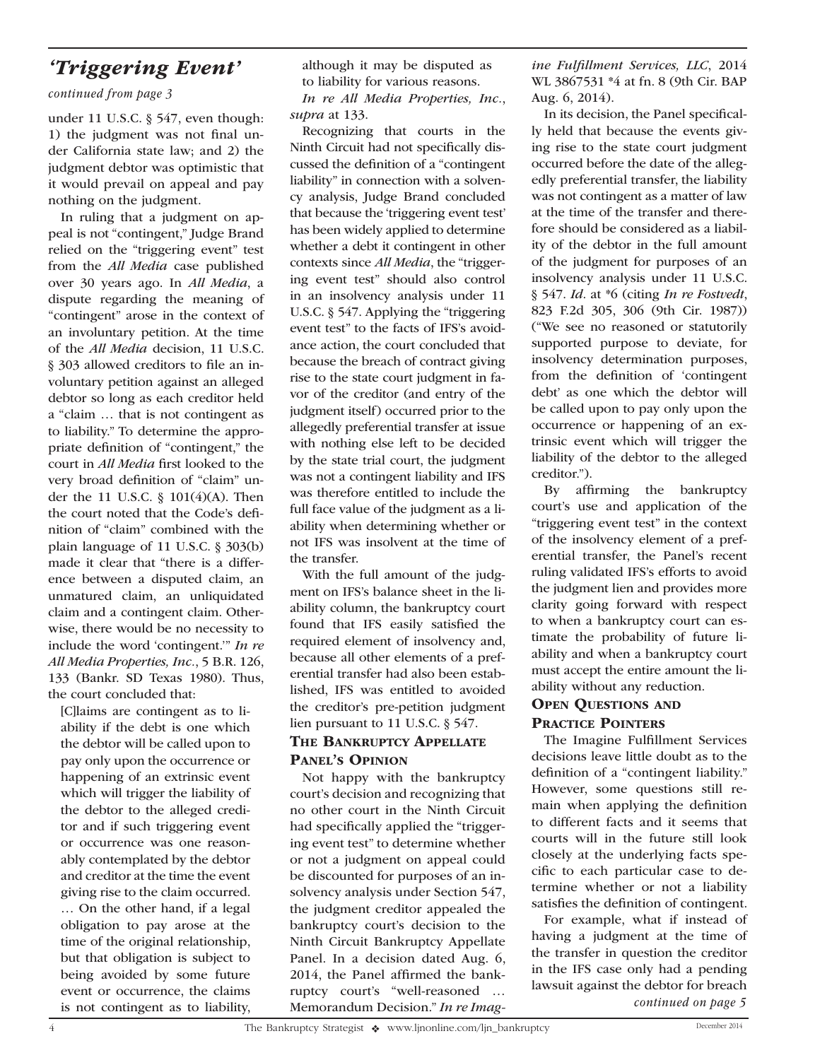## 'Triggering Event'

*continued from page 3*

under 11 U.S.C. § 547, even though: 1) the judgment was not final under California state law; and 2) the judgment debtor was optimistic that it would prevail on appeal and pay nothing on the judgment.

In ruling that a judgment on appeal is not "contingent," Judge Brand relied on the "triggering event" test from the *All Media* case published over 30 years ago. In *All Media*, a dispute regarding the meaning of "contingent" arose in the context of an involuntary petition. At the time of the *All Media* decision, 11 U.S.C. § 303 allowed creditors to file an involuntary petition against an alleged debtor so long as each creditor held a "claim … that is not contingent as to liability." To determine the appropriate definition of "contingent," the court in *All Media* first looked to the very broad definition of "claim" under the 11 U.S.C. § 101(4)(A). Then the court noted that the Code's definition of "claim" combined with the plain language of 11 U.S.C. § 303(b) made it clear that "there is a difference between a disputed claim, an unmatured claim, an unliquidated claim and a contingent claim. Otherwise, there would be no necessity to include the word 'contingent.'" *In re All Media Properties, Inc.*, 5 B.R. 126, 133 (Bankr. SD Texas 1980). Thus, the court concluded that:

> [C]laims are contingent as to liability if the debt is one which the debtor will be called upon to pay only upon the occurrence or happening of an extrinsic event which will trigger the liability of the debtor to the alleged creditor and if such triggering event or occurrence was one reasonably contemplated by the debtor and creditor at the time the event giving rise to the claim occurred. … On the other hand, if a legal obligation to pay arose at the time of the original relationship, but that obligation is subject to being avoided by some future event or occurrence, the claims is not contingent as to liability, although it may be disputed as to liability for various reasons.

*In re All Media Properties, Inc.*, *supra* at 133.

Recognizing that courts in the Ninth Circuit had not specifically discussed the definition of a "contingent liability" in connection with a solvency analysis, Judge Brand concluded that because the 'triggering event test' has been widely applied to determine whether a debt it contingent in other contexts since *All Media*, the "triggering event test" should also control in an insolvency analysis under 11 U.S.C. § 547. Applying the "triggering event test" to the facts of IFS's avoidance action, the court concluded that because the breach of contract giving rise to the state court judgment in favor of the creditor (and entry of the judgment itself) occurred prior to the allegedly preferential transfer at issue with nothing else left to be decided by the state trial court, the judgment was not a contingent liability and IFS was therefore entitled to include the full face value of the judgment as a liability when determining whether or not IFS was insolvent at the time of the transfer.

With the full amount of the judgment on IFS's balance sheet in the liability column, the bankruptcy court found that IFS easily satisfied the required element of insolvency and, because all other elements of a preferential transfer had also been established, IFS was entitled to avoided the creditor's pre-petition judgment lien pursuant to 11 U.S.C. § 547.

### The Bankruptcy Appellate Panel's Opinion

Not happy with the bankruptcy court's decision and recognizing that no other court in the Ninth Circuit had specifically applied the "triggering event test" to determine whether or not a judgment on appeal could be discounted for purposes of an insolvency analysis under Section 547, the judgment creditor appealed the bankruptcy court's decision to the Ninth Circuit Bankruptcy Appellate Panel. In a decision dated Aug. 6, 2014, the Panel affirmed the bankruptcy court's "well-reasoned … Memorandum Decision." *In re Imagine Fulfillment Services, LLC*, 2014 WL 3867531 *4 at fn. 8 (9th Cir. BAP Aug. 6, 2014).

In its decision, the Panel specifically held that because the events giving rise to the state court judgment occurred before the date of the allegedly preferential transfer, the liability was not contingent as a matter of law at the time of the transfer and therefore should be considered as a liability of the debtor in the full amount of the judgment for purposes of an insolvency analysis under 11 U.S.C. § 547. *Id*. at *6 (citing *In re Fostvedt*, 823 F.2d 305, 306 (9th Cir. 1987)) ("We see no reasoned or statutorily supported purpose to deviate, for insolvency determination purposes, from the definition of 'contingent debt' as one which the debtor will be called upon to pay only upon the occurrence or happening of an extrinsic event which will trigger the liability of the debtor to the alleged creditor.").

By affirming the bankruptcy court's use and application of the "triggering event test" in the context of the insolvency element of a preferential transfer, the Panel's recent ruling validated IFS's efforts to avoid the judgment lien and provides more clarity going forward with respect to when a bankruptcy court can estimate the probability of future liability and when a bankruptcy court must accept the entire amount the liability without any reduction.

### Open Questions and Practice Pointers

The Imagine Fulfillment Services decisions leave little doubt as to the definition of a "contingent liability." However, some questions still remain when applying the definition to different facts and it seems that courts will in the future still look closely at the underlying facts specific to each particular case to determine whether or not a liability satisfies the definition of contingent.

For example, what if instead of having a judgment at the time of the transfer in question the creditor in the IFS case only had a pending lawsuit against the debtor for breach

*continued on page 5*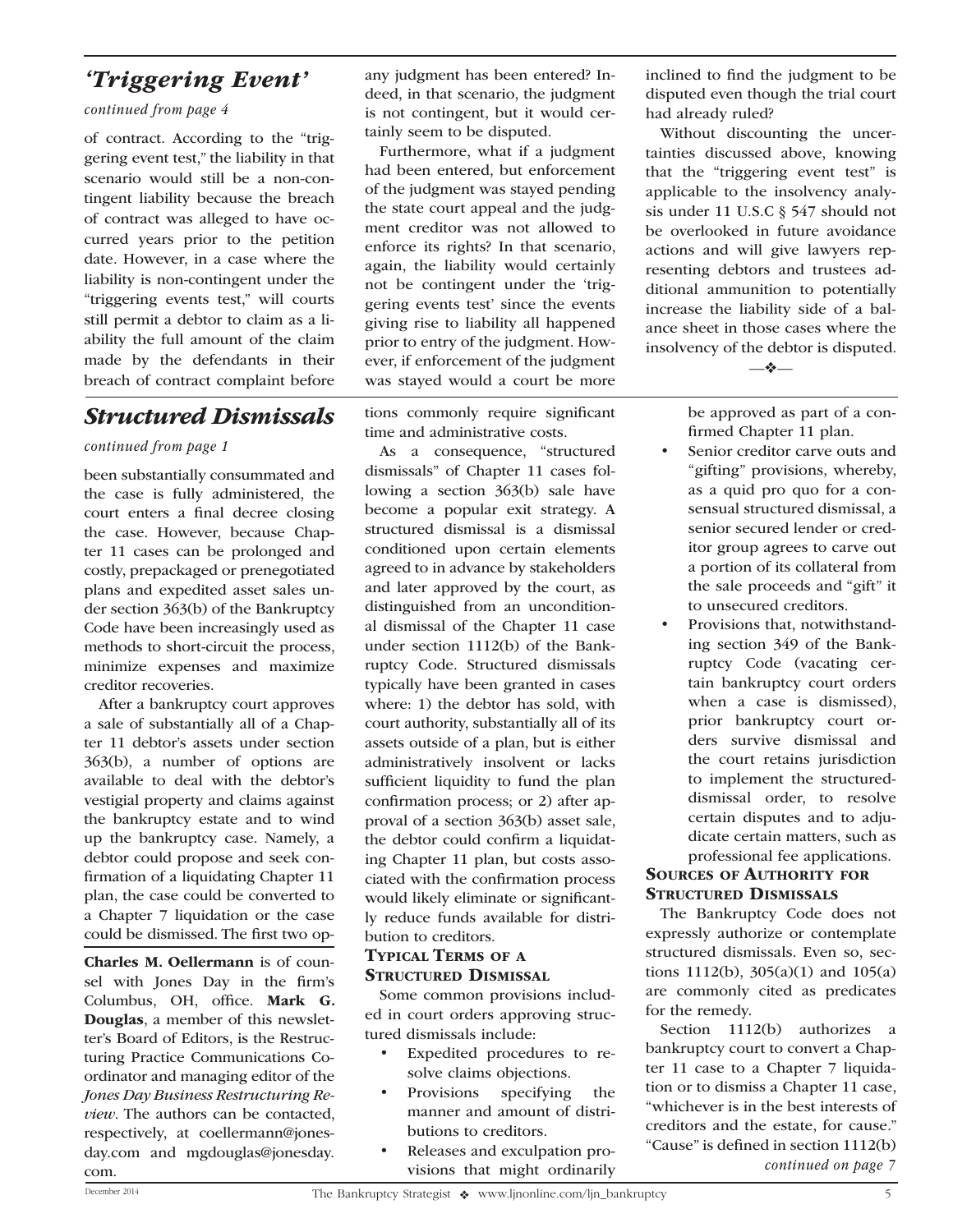## *'Triggering Event'*

*continued from page 4*

of contract. According to the "triggering event test," the liability in that scenario would still be a non-contingent liability because the breach of contract was alleged to have occurred years prior to the petition date. However, in a case where the liability is non-contingent under the "triggering events test," will courts still permit a debtor to claim as a liability the full amount of the claim made by the defendants in their breach of contract complaint before any judgment has been entered? Indeed, in that scenario, the judgment is not contingent, but it would certainly seem to be disputed.

Furthermore, what if a judgment had been entered, but enforcement of the judgment was stayed pending the state court appeal and the judgment creditor was not allowed to enforce its rights? In that scenario, again, the liability would certainly not be contingent under the 'triggering events test' since the events giving rise to liability all happened prior to entry of the judgment. However, if enforcement of the judgment was stayed would a court be more inclined to find the judgment to be disputed even though the trial court had already ruled?

Without discounting the uncertainties discussed above, knowing that the "triggering event test" is applicable to the insolvency analysis under 11 U.S.C § 547 should not be overlooked in future avoidance actions and will give lawyers representing debtors and trustees additional ammunition to potentially increase the liability side of a balance sheet in those cases where the insolvency of the debtor is disputed.

—❖—

## *Structured Dismissals*

*continued from page 1*

been substantially consummated and the case is fully administered, the court enters a final decree closing the case. However, because Chapter 11 cases can be prolonged and costly, prepackaged or prenegotiated plans and expedited asset sales under section 363(b) of the Bankruptcy Code have been increasingly used as methods to short-circuit the process, minimize expenses and maximize creditor recoveries.

After a bankruptcy court approves a sale of substantially all of a Chapter 11 debtor's assets under section 363(b), a number of options are available to deal with the debtor's vestigial property and claims against the bankruptcy estate and to wind up the bankruptcy case. Namely, a debtor could propose and seek confirmation of a liquidating Chapter 11 plan, the case could be converted to a Chapter 7 liquidation or the case could be dismissed. The first two options commonly require significant time and administrative costs.

As a consequence, "structured dismissals" of Chapter 11 cases following a section 363(b) sale have become a popular exit strategy. A structured dismissal is a dismissal conditioned upon certain elements agreed to in advance by stakeholders and later approved by the court, as distinguished from an unconditional dismissal of the Chapter 11 case under section 1112(b) of the Bankruptcy Code. Structured dismissals typically have been granted in cases where: 1) the debtor has sold, with court authority, substantially all of its assets outside of a plan, but is either administratively insolvent or lacks sufficient liquidity to fund the plan confirmation process; or 2) after approval of a section 363(b) asset sale, the debtor could confirm a liquidating Chapter 11 plan, but costs associated with the confirmation process would likely eliminate or significantly reduce funds available for distribution to creditors.

### Typical Terms of a Structured Dismissal

Some common provisions included in court orders approving structured dismissals include:

- Expedited procedures to resolve claims objections.
- Provisions specifying the manner and amount of distributions to creditors.
- Releases and exculpation provisions that might ordinarily be approved as part of a confirmed Chapter 11 plan.
- Senior creditor carve outs and "gifting" provisions, whereby, as a quid pro quo for a consensual structured dismissal, a senior secured lender or creditor group agrees to carve out a portion of its collateral from the sale proceeds and "gift" it to unsecured creditors.
- Provisions that, notwithstanding section 349 of the Bankruptcy Code (vacating certain bankruptcy court orders when a case is dismissed), prior bankruptcy court orders survive dismissal and the court retains jurisdiction to implement the structured-dismissal order, to resolve certain disputes and to adjudicate certain matters, such as professional fee applications.

### Sources of Authority for Structured Dismissals

The Bankruptcy Code does not expressly authorize or contemplate structured dismissals. Even so, sections 1112(b), 305(a)(1) and 105(a) are commonly cited as predicates for the remedy.

Section 1112(b) authorizes a bankruptcy court to convert a Chapter 11 case to a Chapter 7 liquidation or to dismiss a Chapter 11 case, "whichever is in the best interests of creditors and the estate, for cause." "Cause" is defined in section 1112(b)

*continued on page 7*

**Charles M. Oellermann** is of counsel with Jones Day in the firm's Columbus, OH, office. **Mark G. Douglas**, a member of this newsletter's Board of Editors, is the Restructuring Practice Communications Coordinator and managing editor of the *Jones Day Business Restructuring Review*. The authors can be contacted, respectively, at coellermann@jonesday.com and mgdouglas@jonesday.com.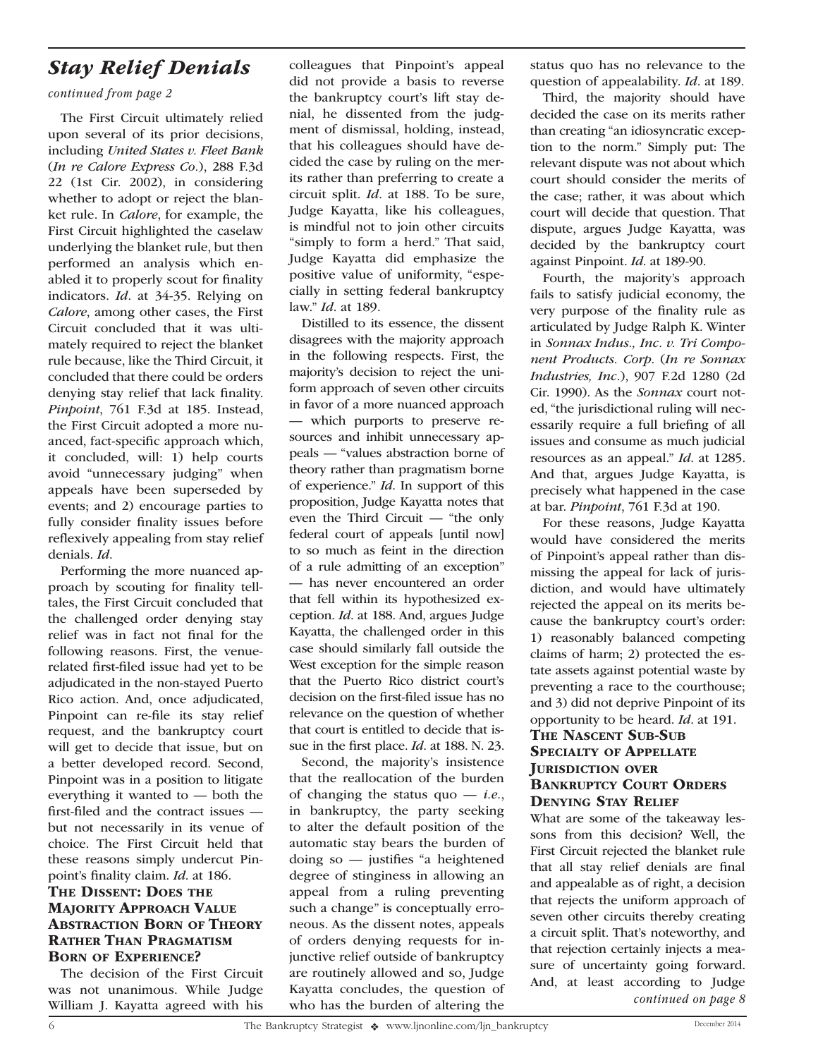## *Stay Relief Denials*

*continued from page 2*

The First Circuit ultimately relied upon several of its prior decisions, including *United States v. Fleet Bank* (*In re Calore Express Co.*), 288 F.3d 22 (1st Cir. 2002), in considering whether to adopt or reject the blanket rule. In *Calore*, for example, the First Circuit highlighted the caselaw underlying the blanket rule, but then performed an analysis which enabled it to properly scout for finality indicators. *Id*. at 34-35. Relying on *Calore*, among other cases, the First Circuit concluded that it was ultimately required to reject the blanket rule because, like the Third Circuit, it concluded that there could be orders denying stay relief that lack finality. *Pinpoint*, 761 F.3d at 185. Instead, the First Circuit adopted a more nuanced, fact-specific approach which, it concluded, will: 1) help courts avoid "unnecessary judging" when appeals have been superseded by events; and 2) encourage parties to fully consider finality issues before reflexively appealing from stay relief denials. *Id*.

Performing the more nuanced approach by scouting for finality telltales, the First Circuit concluded that the challenged order denying stay relief was in fact not final for the following reasons. First, the venue-related first-filed issue had yet to be adjudicated in the non-stayed Puerto Rico action. And, once adjudicated, Pinpoint can re-file its stay relief request, and the bankruptcy court will get to decide that issue, but on a better developed record. Second, Pinpoint was in a position to litigate everything it wanted to — both the first-filed and the contract issues — but not necessarily in its venue of choice. The First Circuit held that these reasons simply undercut Pinpoint's finality claim. *Id*. at 186.

### The Dissent: Does the Majority Approach Value Abstraction Born of Theory Rather Than Pragmatism Born of Experience?

The decision of the First Circuit was not unanimous. While Judge William J. Kayatta agreed with his colleagues that Pinpoint's appeal did not provide a basis to reverse the bankruptcy court's lift stay denial, he dissented from the judgment of dismissal, holding, instead, that his colleagues should have decided the case by ruling on the merits rather than preferring to create a circuit split. *Id*. at 188. To be sure, Judge Kayatta, like his colleagues, is mindful not to join other circuits "simply to form a herd." That said, Judge Kayatta did emphasize the positive value of uniformity, "especially in setting federal bankruptcy law." *Id*. at 189.

Distilled to its essence, the dissent disagrees with the majority approach in the following respects. First, the majority's decision to reject the uniform approach of seven other circuits in favor of a more nuanced approach — which purports to preserve resources and inhibit unnecessary appeals — "values abstraction borne of theory rather than pragmatism borne of experience." *Id*. In support of this proposition, Judge Kayatta notes that even the Third Circuit — "the only federal court of appeals [until now] to so much as feint in the direction of a rule admitting of an exception" — has never encountered an order that fell within its hypothesized exception. *Id*. at 188. And, argues Judge Kayatta, the challenged order in this case should similarly fall outside the West exception for the simple reason that the Puerto Rico district court's decision on the first-filed issue has no relevance on the question of whether that court is entitled to decide that issue in the first place. *Id*. at 188. N. 23.

Second, the majority's insistence that the reallocation of the burden of changing the status quo — *i.e.*, in bankruptcy, the party seeking to alter the default position of the automatic stay bears the burden of doing so — justifies "a heightened degree of stinginess in allowing an appeal from a ruling preventing such a change" is conceptually erroneous. As the dissent notes, appeals of orders denying requests for injunctive relief outside of bankruptcy are routinely allowed and so, Judge Kayatta concludes, the question of who has the burden of altering the status quo has no relevance to the question of appealability. *Id*. at 189.

Third, the majority should have decided the case on its merits rather than creating "an idiosyncratic exception to the norm." Simply put: The relevant dispute was not about which court should consider the merits of the case; rather, it was about which court will decide that question. That dispute, argues Judge Kayatta, was decided by the bankruptcy court against Pinpoint. *Id*. at 189-90.

Fourth, the majority's approach fails to satisfy judicial economy, the very purpose of the finality rule as articulated by Judge Ralph K. Winter in *Sonnax Indus., Inc. v. Tri Component Products. Corp*. (*In re Sonnax Industries, Inc*.), 907 F.2d 1280 (2d Cir. 1990). As the *Sonnax* court noted, "the jurisdictional ruling will necessarily require a full briefing of all issues and consume as much judicial resources as an appeal." *Id*. at 1285. And that, argues Judge Kayatta, is precisely what happened in the case at bar. *Pinpoint*, 761 F.3d at 190.

For these reasons, Judge Kayatta would have considered the merits of Pinpoint's appeal rather than dismissing the appeal for lack of jurisdiction, and would have ultimately rejected the appeal on its merits because the bankruptcy court's order: 1) reasonably balanced competing claims of harm; 2) protected the estate assets against potential waste by preventing a race to the courthouse; and 3) did not deprive Pinpoint of its opportunity to be heard. *Id*. at 191.

### The Nascent Sub-Sub Specialty of Appellate Jurisdiction over Bankruptcy Court Orders Denying Stay Relief

What are some of the takeaway lessons from this decision? Well, the First Circuit rejected the blanket rule that all stay relief denials are final and appealable as of right, a decision that rejects the uniform approach of seven other circuits thereby creating a circuit split. That's noteworthy, and that rejection certainly injects a measure of uncertainty going forward. And, at least according to Judge

*continued on page 8*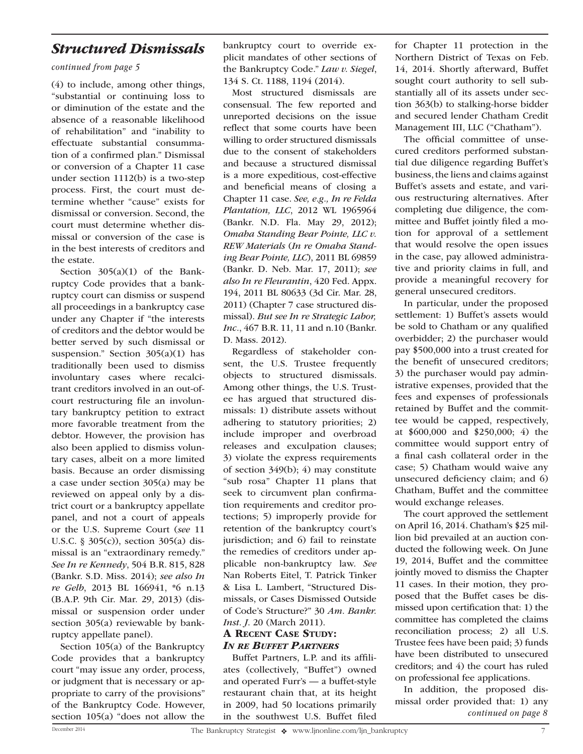## *Structured Dismissals*

*continued from page 5*

(4) to include, among other things, "substantial or continuing loss to or diminution of the estate and the absence of a reasonable likelihood of rehabilitation" and "inability to effectuate substantial consummation of a confirmed plan." Dismissal or conversion of a Chapter 11 case under section 1112(b) is a two-step process. First, the court must determine whether "cause" exists for dismissal or conversion. Second, the court must determine whether dismissal or conversion of the case is in the best interests of creditors and the estate.

Section 305(a)(1) of the Bankruptcy Code provides that a bankruptcy court can dismiss or suspend all proceedings in a bankruptcy case under any Chapter if "the interests of creditors and the debtor would be better served by such dismissal or suspension." Section 305(a)(1) has traditionally been used to dismiss involuntary cases where recalcitrant creditors involved in an out-of-court restructuring file an involuntary bankruptcy petition to extract more favorable treatment from the debtor. However, the provision has also been applied to dismiss voluntary cases, albeit on a more limited basis. Because an order dismissing a case under section 305(a) may be reviewed on appeal only by a district court or a bankruptcy appellate panel, and not a court of appeals or the U.S. Supreme Court (*see* 11 U.S.C. § 305(c)), section 305(a) dismissal is an "extraordinary remedy." *See In re Kennedy*, 504 B.R. 815, 828 (Bankr. S.D. Miss. 2014); *see also In re Gelb*, 2013 BL 166941, *6 n.13 (B.A.P. 9th Cir. Mar. 29, 2013) (dismissal or suspension order under section 305(a) reviewable by bankruptcy appellate panel).

Section 105(a) of the Bankruptcy Code provides that a bankruptcy court "may issue any order, process, or judgment that is necessary or appropriate to carry of the provisions" of the Bankruptcy Code. However, section 105(a) "does not allow the bankruptcy court to override explicit mandates of other sections of the Bankruptcy Code." *Law v. Siegel*, 134 S. Ct. 1188, 1194 (2014).

Most structured dismissals are consensual. The few reported and unreported decisions on the issue reflect that some courts have been willing to order structured dismissals due to the consent of stakeholders and because a structured dismissal is a more expeditious, cost-effective and beneficial means of closing a Chapter 11 case. *See, e.g., In re Felda Plantation, LLC*, 2012 WL 1965964 (Bankr. N.D. Fla. May 29, 2012); *Omaha Standing Bear Pointe, LLC v. REW Materials* (*In re Omaha Standing Bear Pointe, LLC*), 2011 BL 69859 (Bankr. D. Neb. Mar. 17, 2011); *see also In re Fleurantin*, 420 Fed. Appx. 194, 2011 BL 80633 (3d Cir. Mar. 28, 2011) (Chapter 7 case structured dismissal). *But see In re Strategic Labor, Inc.*, 467 B.R. 11, 11 and n.10 (Bankr. D. Mass. 2012).

Regardless of stakeholder consent, the U.S. Trustee frequently objects to structured dismissals. Among other things, the U.S. Trustee has argued that structured dismissals: 1) distribute assets without adhering to statutory priorities; 2) include improper and overbroad releases and exculpation clauses; 3) violate the express requirements of section 349(b); 4) may constitute "sub rosa" Chapter 11 plans that seek to circumvent plan confirmation requirements and creditor protections; 5) improperly provide for retention of the bankruptcy court's jurisdiction; and 6) fail to reinstate the remedies of creditors under applicable non-bankruptcy law. *See* Nan Roberts Eitel, T. Patrick Tinker & Lisa L. Lambert, "Structured Dismissals, or Cases Dismissed Outside of Code's Structure?" 30 *Am. Bankr. Inst. J.* 20 (March 2011).

### A Recent Case Study: *In re Buffet Partners*

Buffet Partners, L.P. and its affiliates (collectively, "Buffet") owned and operated Furr's — a buffet-style restaurant chain that, at its height in 2009, had 50 locations primarily in the southwest U.S. Buffet filed for Chapter 11 protection in the Northern District of Texas on Feb. 14, 2014. Shortly afterward, Buffet sought court authority to sell substantially all of its assets under section 363(b) to stalking-horse bidder and secured lender Chatham Credit Management III, LLC ("Chatham").

The official committee of unsecured creditors performed substantial due diligence regarding Buffet's business, the liens and claims against Buffet's assets and estate, and various restructuring alternatives. After completing due diligence, the committee and Buffet jointly filed a motion for approval of a settlement that would resolve the open issues in the case, pay allowed administrative and priority claims in full, and provide a meaningful recovery for general unsecured creditors.

In particular, under the proposed settlement: 1) Buffet's assets would be sold to Chatham or any qualified overbidder; 2) the purchaser would pay $500,000 into a trust created for the benefit of unsecured creditors; 3) the purchaser would pay administrative expenses, provided that the fees and expenses of professionals retained by Buffet and the committee would be capped, respectively, at $600,000 and $250,000; 4) the committee would support entry of a final cash collateral order in the case; 5) Chatham would waive any unsecured deficiency claim; and 6) Chatham, Buffet and the committee would exchange releases.

The court approved the settlement on April 16, 2014. Chatham's $25 million bid prevailed at an auction conducted the following week. On June 19, 2014, Buffet and the committee jointly moved to dismiss the Chapter 11 cases. In their motion, they proposed that the Buffet cases be dismissed upon certification that: 1) the committee has completed the claims reconciliation process; 2) all U.S. Trustee fees have been paid; 3) funds have been distributed to unsecured creditors; and 4) the court has ruled on professional fee applications.

In addition, the proposed dismissal order provided that: 1) any

*continued on page 8*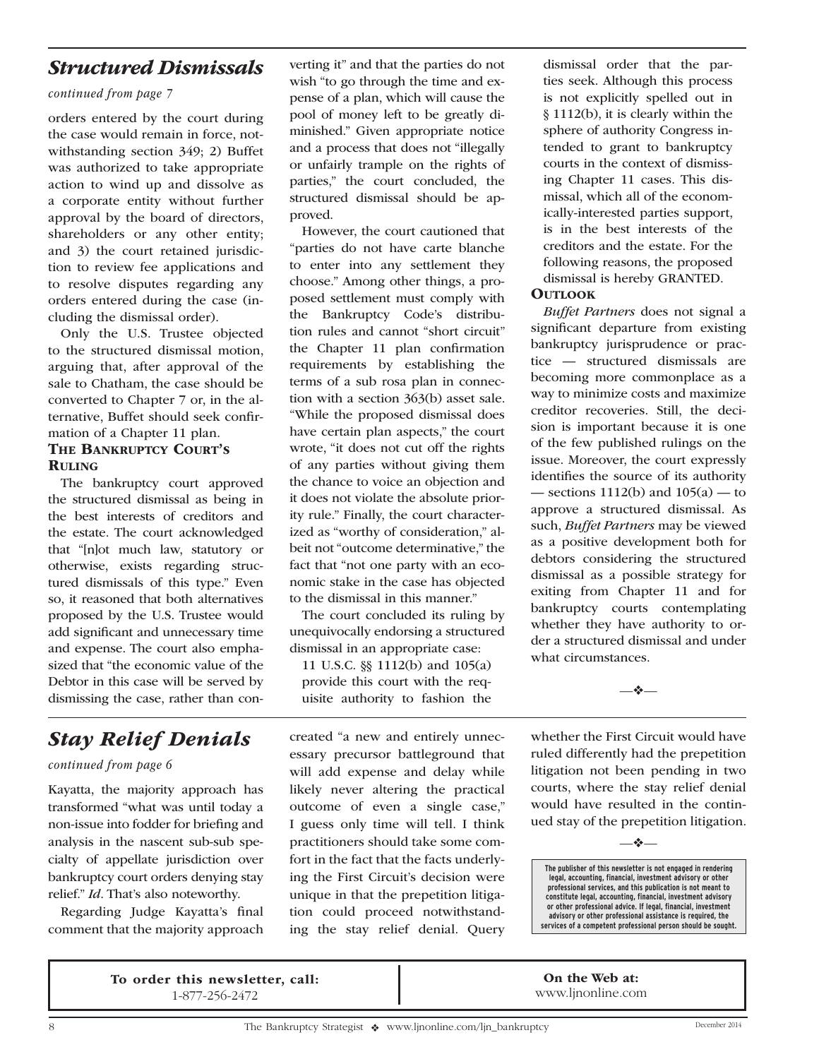## *Structured Dismissals*

*continued from page 7*

orders entered by the court during the case would remain in force, notwithstanding section 349; 2) Buffet was authorized to take appropriate action to wind up and dissolve as a corporate entity without further approval by the board of directors, shareholders or any other entity; and 3) the court retained jurisdiction to review fee applications and to resolve disputes regarding any orders entered during the case (including the dismissal order).

Only the U.S. Trustee objected to the structured dismissal motion, arguing that, after approval of the sale to Chatham, the case should be converted to Chapter 7 or, in the alternative, Buffet should seek confirmation of a Chapter 11 plan.

### THE BANKRUPTCY COURT'S RULING

The bankruptcy court approved the structured dismissal as being in the best interests of creditors and the estate. The court acknowledged that "[n]ot much law, statutory or otherwise, exists regarding structured dismissals of this type." Even so, it reasoned that both alternatives proposed by the U.S. Trustee would add significant and unnecessary time and expense. The court also emphasized that "the economic value of the Debtor in this case will be served by dismissing the case, rather than converting it" and that the parties do not wish "to go through the time and expense of a plan, which will cause the pool of money left to be greatly diminished." Given appropriate notice and a process that does not "illegally or unfairly trample on the rights of parties," the court concluded, the structured dismissal should be approved.

However, the court cautioned that "parties do not have carte blanche to enter into any settlement they choose." Among other things, a proposed settlement must comply with the Bankruptcy Code's distribution rules and cannot "short circuit" the Chapter 11 plan confirmation requirements by establishing the terms of a sub rosa plan in connection with a section 363(b) asset sale. "While the proposed dismissal does have certain plan aspects," the court wrote, "it does not cut off the rights of any parties without giving them the chance to voice an objection and it does not violate the absolute priority rule." Finally, the court characterized as "worthy of consideration," albeit not "outcome determinative," the fact that "not one party with an economic stake in the case has objected to the dismissal in this manner."

The court concluded its ruling by unequivocally endorsing a structured dismissal in an appropriate case:

> 11 U.S.C. §§ 1112(b) and 105(a) provide this court with the requisite authority to fashion the dismissal order that the parties seek. Although this process is not explicitly spelled out in § 1112(b), it is clearly within the sphere of authority Congress intended to grant to bankruptcy courts in the context of dismissing Chapter 11 cases. This dismissal, which all of the economically-interested parties support, is in the best interests of the creditors and the estate. For the following reasons, the proposed dismissal is hereby GRANTED.

### OUTLOOK

*Buffet Partners* does not signal a significant departure from existing bankruptcy jurisprudence or practice — structured dismissals are becoming more commonplace as a way to minimize costs and maximize creditor recoveries. Still, the decision is important because it is one of the few published rulings on the issue. Moreover, the court expressly identifies the source of its authority — sections 1112(b) and 105(a) — to approve a structured dismissal. As such, *Buffet Partners* may be viewed as a positive development both for debtors considering the structured dismissal as a possible strategy for exiting from Chapter 11 and for bankruptcy courts contemplating whether they have authority to order a structured dismissal and under what circumstances.

—❖—

## *Stay Relief Denials*

*continued from page 6*

Kayatta, the majority approach has transformed "what was until today a non-issue into fodder for briefing and analysis in the nascent sub-sub specialty of appellate jurisdiction over bankruptcy court orders denying stay relief." *Id*. That's also noteworthy.

Regarding Judge Kayatta's final comment that the majority approach created "a new and entirely unnecessary precursor battleground that will add expense and delay while likely never altering the practical outcome of even a single case," I guess only time will tell. I think practitioners should take some comfort in the fact that the facts underlying the First Circuit's decision were unique in that the prepetition litigation could proceed notwithstanding the stay relief denial. Query whether the First Circuit would have ruled differently had the prepetition litigation not been pending in two courts, where the stay relief denial would have resulted in the continued stay of the prepetition litigation.

—❖—

**The publisher of this newsletter is not engaged in rendering legal, accounting, financial, investment advisory or other professional services, and this publication is not meant to constitute legal, accounting, financial, investment advisory or other professional advice. If legal, financial, investment advisory or other professional assistance is required, the services of a competent professional person should be sought.**

**To order this newsletter, call:**
1-877-256-2472

**On the Web at:**
www.ljnonline.com